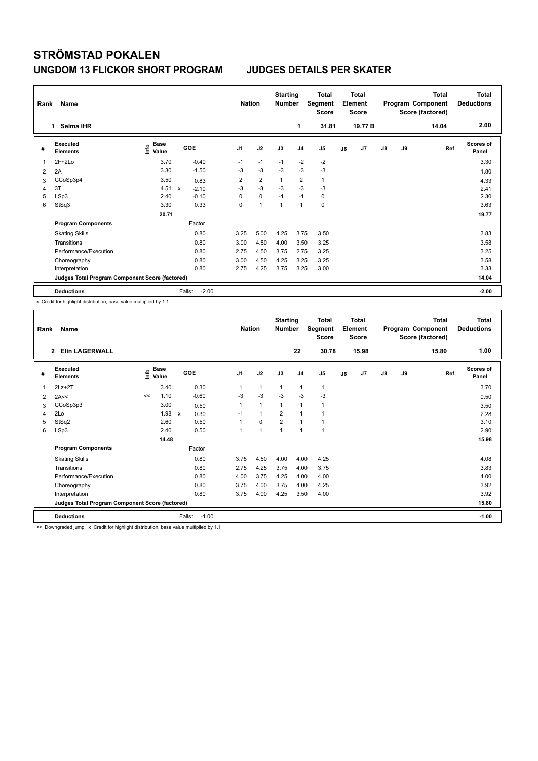# STRÖMSTAD POKALEN

## UNGDOM 13 FLICKOR SHORT PROGRAM JUDGES DETAILS PER SKATER

| Rank | Name | Nation | Starting Number | Total Segment Score | Total Element Score | Total Program Component Score (factored) | Total Deductions |
|---|---|---|---|---|---|---|---|
| 1 | Selma IHR | | 1 | 31.81 | 19.77 B | 14.04 | 2.00 |

| # | Executed Elements | Info | Base Value | | GOE | J1 | J2 | J3 | J4 | J5 | J6 | J7 | J8 | J9 | Ref | Scores of Panel |
|---|---|---|---|---|---|---|---|---|---|---|---|---|---|---|---|---|
| 1 | 2F+2Lo | | 3.70 | | -0.40 | -1 | -1 | -1 | -2 | -2 | | | | | | 3.30 |
| 2 | 2A | | 3.30 | | -1.50 | -3 | -3 | -3 | -3 | -3 | | | | | | 1.80 |
| 3 | CCoSp3p4 | | 3.50 | | 0.83 | 2 | 2 | 1 | 2 | 1 | | | | | | 4.33 |
| 4 | 3T | | 4.51 | x | -2.10 | -3 | -3 | -3 | -3 | -3 | | | | | | 2.41 |
| 5 | LSp3 | | 2.40 | | -0.10 | 0 | 0 | -1 | -1 | 0 | | | | | | 2.30 |
| 6 | StSq3 | | 3.30 | | 0.33 | 0 | 1 | 1 | 1 | 0 | | | | | | 3.63 |
| | | | 20.71 | | | | | | | | | | | | | 19.77 |
| | **Program Components** | | | | Factor | | | | | | | | | | | |
| | Skating Skills | | | | 0.80 | 3.25 | 5.00 | 4.25 | 3.75 | 3.50 | | | | | | 3.83 |
| | Transitions | | | | 0.80 | 3.00 | 4.50 | 4.00 | 3.50 | 3.25 | | | | | | 3.58 |
| | Performance/Execution | | | | 0.80 | 2.75 | 4.50 | 3.75 | 2.75 | 3.25 | | | | | | 3.25 |
| | Choreography | | | | 0.80 | 3.00 | 4.50 | 4.25 | 3.25 | 3.25 | | | | | | 3.58 |
| | Interpretation | | | | 0.80 | 2.75 | 4.25 | 3.75 | 3.25 | 3.00 | | | | | | 3.33 |
| | **Judges Total Program Component Score (factored)** | | | | | | | | | | | | | | | 14.04 |
| | **Deductions** | | | | Falls: -2.00 | | | | | | | | | | | -2.00 |

x Credit for highlight distribution, base value multiplied by 1.1

| Rank | Name | Nation | Starting Number | Total Segment Score | Total Element Score | Total Program Component Score (factored) | Total Deductions |
|---|---|---|---|---|---|---|---|
| 2 | Elin LAGERWALL | | 22 | 30.78 | 15.98 | 15.80 | 1.00 |

| # | Executed Elements | Info | Base Value | | GOE | J1 | J2 | J3 | J4 | J5 | J6 | J7 | J8 | J9 | Ref | Scores of Panel |
|---|---|---|---|---|---|---|---|---|---|---|---|---|---|---|---|---|
| 1 | 2Lz+2T | | 3.40 | | 0.30 | 1 | 1 | 1 | 1 | 1 | | | | | | 3.70 |
| 2 | 2A<< | << | 1.10 | | -0.60 | -3 | -3 | -3 | -3 | -3 | | | | | | 0.50 |
| 3 | CCoSp3p3 | | 3.00 | | 0.50 | 1 | 1 | 1 | 1 | 1 | | | | | | 3.50 |
| 4 | 2Lo | | 1.98 | x | 0.30 | -1 | 1 | 2 | 1 | 1 | | | | | | 2.28 |
| 5 | StSq2 | | 2.60 | | 0.50 | 1 | 0 | 2 | 1 | 1 | | | | | | 3.10 |
| 6 | LSp3 | | 2.40 | | 0.50 | 1 | 1 | 1 | 1 | 1 | | | | | | 2.90 |
| | | | 14.48 | | | | | | | | | | | | | 15.98 |
| | **Program Components** | | | | Factor | | | | | | | | | | | |
| | Skating Skills | | | | 0.80 | 3.75 | 4.50 | 4.00 | 4.00 | 4.25 | | | | | | 4.08 |
| | Transitions | | | | 0.80 | 2.75 | 4.25 | 3.75 | 4.00 | 3.75 | | | | | | 3.83 |
| | Performance/Execution | | | | 0.80 | 4.00 | 3.75 | 4.25 | 4.00 | 4.00 | | | | | | 4.00 |
| | Choreography | | | | 0.80 | 3.75 | 4.00 | 3.75 | 4.00 | 4.25 | | | | | | 3.92 |
| | Interpretation | | | | 0.80 | 3.75 | 4.00 | 4.25 | 3.50 | 4.00 | | | | | | 3.92 |
| | **Judges Total Program Component Score (factored)** | | | | | | | | | | | | | | | 15.80 |
| | **Deductions** | | | | Falls: -1.00 | | | | | | | | | | | -1.00 |

<< Downgraded jump x Credit for highlight distribution, base value multiplied by 1.1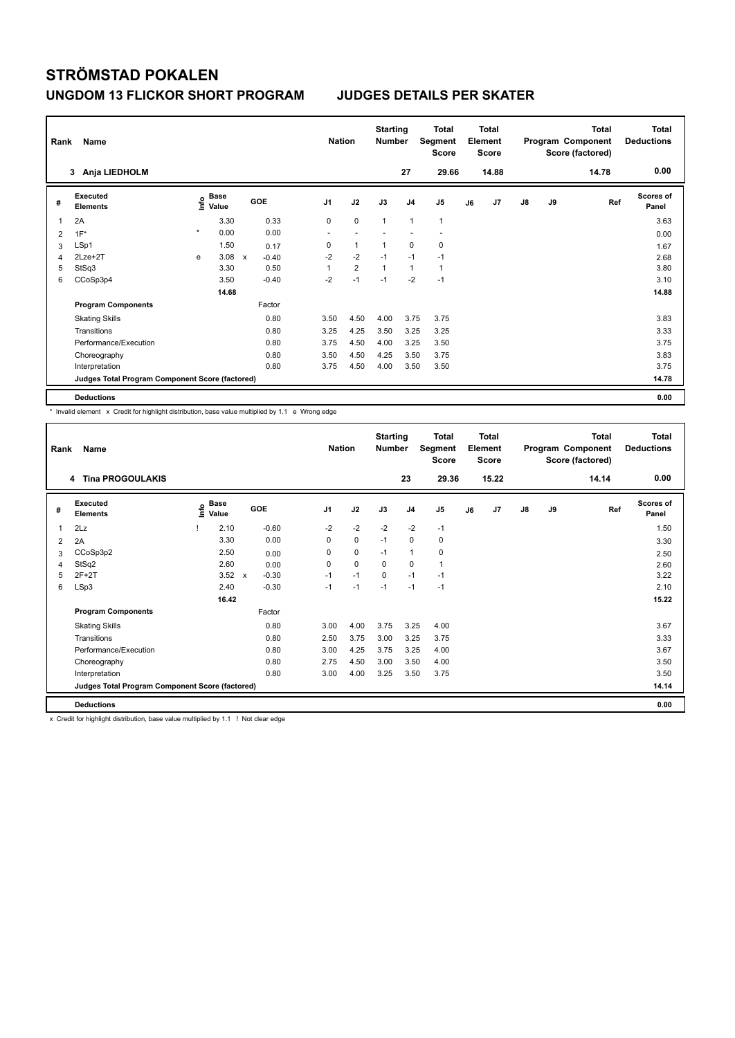# STRÖMSTAD POKALEN

## UNGDOM 13 FLICKOR SHORT PROGRAM JUDGES DETAILS PER SKATER

| Rank | Name | Nation | Starting Number | Total Segment Score | Total Element Score | Total Program Component Score (factored) | Total Deductions |
|---|---|---|---|---|---|---|---|
| 3 | Anja LIEDHOLM | | 27 | 29.66 | 14.88 | 14.78 | 0.00 |

| # | Executed Elements | Info | Base Value | | GOE | J1 | J2 | J3 | J4 | J5 | J6 | J7 | J8 | J9 | Ref | Scores of Panel |
|---|---|---|---|---|---|---|---|---|---|---|---|---|---|---|---|---|
| 1 | 2A | | 3.30 | | 0.33 | 0 | 0 | 1 | 1 | 1 | | | | | | 3.63 |
| 2 | 1F* | * | 0.00 | | 0.00 | - | - | - | - | - | | | | | | 0.00 |
| 3 | LSp1 | | 1.50 | | 0.17 | 0 | 1 | 1 | 0 | 0 | | | | | | 1.67 |
| 4 | 2Lze+2T | e | 3.08 | x | -0.40 | -2 | -2 | -1 | -1 | -1 | | | | | | 2.68 |
| 5 | StSq3 | | 3.30 | | 0.50 | 1 | 2 | 1 | 1 | 1 | | | | | | 3.80 |
| 6 | CCoSp3p4 | | 3.50 | | -0.40 | -2 | -1 | -1 | -2 | -1 | | | | | | 3.10 |
| | | | 14.68 | | | | | | | | | | | | | 14.88 |
| | **Program Components** | | | | Factor | | | | | | | | | | | |
| | Skating Skills | | | | 0.80 | 3.50 | 4.50 | 4.00 | 3.75 | 3.75 | | | | | | 3.83 |
| | Transitions | | | | 0.80 | 3.25 | 4.25 | 3.50 | 3.25 | 3.25 | | | | | | 3.33 |
| | Performance/Execution | | | | 0.80 | 3.75 | 4.50 | 4.00 | 3.25 | 3.50 | | | | | | 3.75 |
| | Choreography | | | | 0.80 | 3.50 | 4.50 | 4.25 | 3.50 | 3.75 | | | | | | 3.83 |
| | Interpretation | | | | 0.80 | 3.75 | 4.50 | 4.00 | 3.50 | 3.50 | | | | | | 3.75 |
| | **Judges Total Program Component Score (factored)** | | | | | | | | | | | | | | | 14.78 |
| | **Deductions** | | | | | | | | | | | | | | | 0.00 |

\* Invalid element x Credit for highlight distribution, base value multiplied by 1.1 e Wrong edge

| Rank | Name | Nation | Starting Number | Total Segment Score | Total Element Score | Total Program Component Score (factored) | Total Deductions |
|---|---|---|---|---|---|---|---|
| 4 | Tina PROGOULAKIS | | 23 | 29.36 | 15.22 | 14.14 | 0.00 |

| # | Executed Elements | Info | Base Value | | GOE | J1 | J2 | J3 | J4 | J5 | J6 | J7 | J8 | J9 | Ref | Scores of Panel |
|---|---|---|---|---|---|---|---|---|---|---|---|---|---|---|---|---|
| 1 | 2Lz | ! | 2.10 | | -0.60 | -2 | -2 | -2 | -2 | -1 | | | | | | 1.50 |
| 2 | 2A | | 3.30 | | 0.00 | 0 | 0 | -1 | 0 | 0 | | | | | | 3.30 |
| 3 | CCoSp3p2 | | 2.50 | | 0.00 | 0 | 0 | -1 | 1 | 0 | | | | | | 2.50 |
| 4 | StSq2 | | 2.60 | | 0.00 | 0 | 0 | 0 | 0 | 1 | | | | | | 2.60 |
| 5 | 2F+2T | | 3.52 | x | -0.30 | -1 | -1 | 0 | -1 | -1 | | | | | | 3.22 |
| 6 | LSp3 | | 2.40 | | -0.30 | -1 | -1 | -1 | -1 | -1 | | | | | | 2.10 |
| | | | 16.42 | | | | | | | | | | | | | 15.22 |
| | **Program Components** | | | | Factor | | | | | | | | | | | |
| | Skating Skills | | | | 0.80 | 3.00 | 4.00 | 3.75 | 3.25 | 4.00 | | | | | | 3.67 |
| | Transitions | | | | 0.80 | 2.50 | 3.75 | 3.00 | 3.25 | 3.75 | | | | | | 3.33 |
| | Performance/Execution | | | | 0.80 | 3.00 | 4.25 | 3.75 | 3.25 | 4.00 | | | | | | 3.67 |
| | Choreography | | | | 0.80 | 2.75 | 4.50 | 3.00 | 3.50 | 4.00 | | | | | | 3.50 |
| | Interpretation | | | | 0.80 | 3.00 | 4.00 | 3.25 | 3.50 | 3.75 | | | | | | 3.50 |
| | **Judges Total Program Component Score (factored)** | | | | | | | | | | | | | | | 14.14 |
| | **Deductions** | | | | | | | | | | | | | | | 0.00 |

x Credit for highlight distribution, base value multiplied by 1.1 ! Not clear edge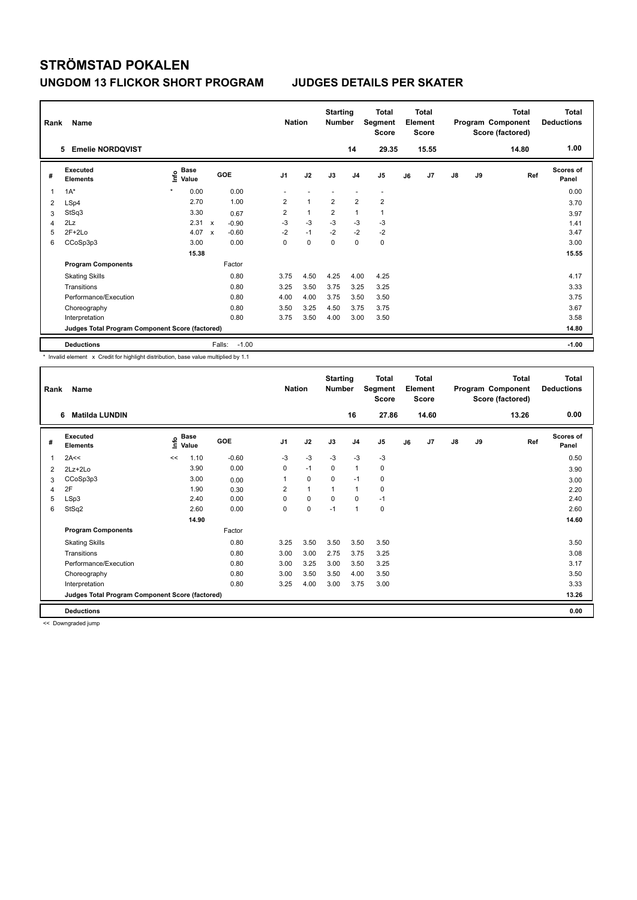# STRÖMSTAD POKALEN

## UNGDOM 13 FLICKOR SHORT PROGRAM JUDGES DETAILS PER SKATER

| Rank | Name | Nation | Starting Number | Total Segment Score | Total Element Score | Total Program Component Score (factored) | Total Deductions |
|---|---|---|---|---|---|---|---|
| 5 | Emelie NORDQVIST | | 14 | 29.35 | 15.55 | 14.80 | 1.00 |

| # | Executed Elements | Info | Base Value | | GOE | J1 | J2 | J3 | J4 | J5 | J6 | J7 | J8 | J9 | Ref | Scores of Panel |
|---|---|---|---|---|---|---|---|---|---|---|---|---|---|---|---|---|
| 1 | 1A* | * | 0.00 | | 0.00 | - | - | - | - | - | | | | | | 0.00 |
| 2 | LSp4 | | 2.70 | | 1.00 | 2 | 1 | 2 | 2 | 2 | | | | | | 3.70 |
| 3 | StSq3 | | 3.30 | | 0.67 | 2 | 1 | 2 | 1 | 1 | | | | | | 3.97 |
| 4 | 2Lz | | 2.31 | x | -0.90 | -3 | -3 | -3 | -3 | -3 | | | | | | 1.41 |
| 5 | 2F+2Lo | | 4.07 | x | -0.60 | -2 | -1 | -2 | -2 | -2 | | | | | | 3.47 |
| 6 | CCoSp3p3 | | 3.00 | | 0.00 | 0 | 0 | 0 | 0 | 0 | | | | | | 3.00 |
| | | | 15.38 | | | | | | | | | | | | | 15.55 |
| | **Program Components** | | | | Factor | | | | | | | | | | | |
| | Skating Skills | | | | 0.80 | 3.75 | 4.50 | 4.25 | 4.00 | 4.25 | | | | | | 4.17 |
| | Transitions | | | | 0.80 | 3.25 | 3.50 | 3.75 | 3.25 | 3.25 | | | | | | 3.33 |
| | Performance/Execution | | | | 0.80 | 4.00 | 4.00 | 3.75 | 3.50 | 3.50 | | | | | | 3.75 |
| | Choreography | | | | 0.80 | 3.50 | 3.25 | 4.50 | 3.75 | 3.75 | | | | | | 3.67 |
| | Interpretation | | | | 0.80 | 3.75 | 3.50 | 4.00 | 3.00 | 3.50 | | | | | | 3.58 |
| | **Judges Total Program Component Score (factored)** | | | | | | | | | | | | | | | 14.80 |
| | **Deductions** | | | | Falls: -1.00 | | | | | | | | | | | -1.00 |

\* Invalid element x Credit for highlight distribution, base value multiplied by 1.1

| Rank | Name | Nation | Starting Number | Total Segment Score | Total Element Score | Total Program Component Score (factored) | Total Deductions |
|---|---|---|---|---|---|---|---|
| 6 | Matilda LUNDIN | | 16 | 27.86 | 14.60 | 13.26 | 0.00 |

| # | Executed Elements | Info | Base Value | GOE | J1 | J2 | J3 | J4 | J5 | J6 | J7 | J8 | J9 | Ref | Scores of Panel |
|---|---|---|---|---|---|---|---|---|---|---|---|---|---|---|---|
| 1 | 2A<< | << | 1.10 | -0.60 | -3 | -3 | -3 | -3 | -3 | | | | | | 0.50 |
| 2 | 2Lz+2Lo | | 3.90 | 0.00 | 0 | -1 | 0 | 1 | 0 | | | | | | 3.90 |
| 3 | CCoSp3p3 | | 3.00 | 0.00 | 1 | 0 | 0 | -1 | 0 | | | | | | 3.00 |
| 4 | 2F | | 1.90 | 0.30 | 2 | 1 | 1 | 1 | 0 | | | | | | 2.20 |
| 5 | LSp3 | | 2.40 | 0.00 | 0 | 0 | 0 | 0 | -1 | | | | | | 2.40 |
| 6 | StSq2 | | 2.60 | 0.00 | 0 | 0 | -1 | 1 | 0 | | | | | | 2.60 |
| | | | 14.90 | | | | | | | | | | | | 14.60 |
| | **Program Components** | | | Factor | | | | | | | | | | | |
| | Skating Skills | | | 0.80 | 3.25 | 3.50 | 3.50 | 3.50 | 3.50 | | | | | | 3.50 |
| | Transitions | | | 0.80 | 3.00 | 3.00 | 2.75 | 3.75 | 3.25 | | | | | | 3.08 |
| | Performance/Execution | | | 0.80 | 3.00 | 3.25 | 3.00 | 3.50 | 3.25 | | | | | | 3.17 |
| | Choreography | | | 0.80 | 3.00 | 3.50 | 3.50 | 4.00 | 3.50 | | | | | | 3.50 |
| | Interpretation | | | 0.80 | 3.25 | 4.00 | 3.00 | 3.75 | 3.00 | | | | | | 3.33 |
| | **Judges Total Program Component Score (factored)** | | | | | | | | | | | | | | 13.26 |
| | **Deductions** | | | | | | | | | | | | | | 0.00 |

<< Downgraded jump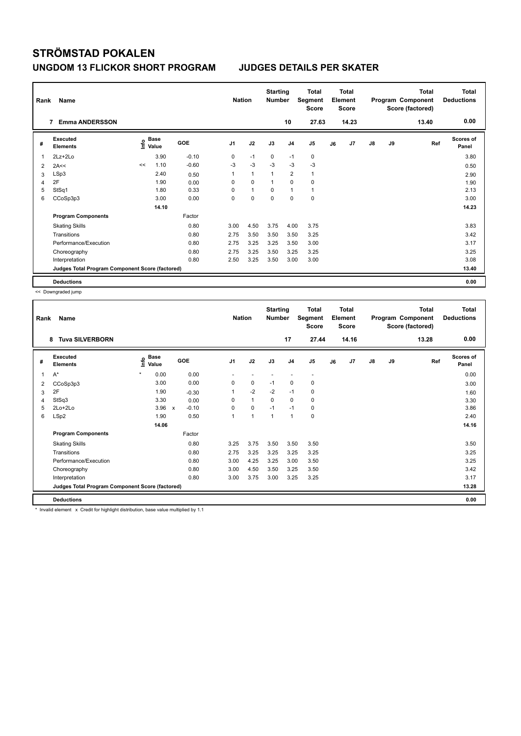# STRÖMSTAD POKALEN

## UNGDOM 13 FLICKOR SHORT PROGRAM JUDGES DETAILS PER SKATER

| Rank | Name | Nation | Starting Number | Total Segment Score | Total Element Score | Total Program Component Score (factored) | Total Deductions |
|---|---|---|---|---|---|---|---|
| 7 | Emma ANDERSSON | | 10 | 27.63 | 14.23 | 13.40 | 0.00 |

| # | Executed Elements | Info | Base Value | | GOE | J1 | J2 | J3 | J4 | J5 | J6 | J7 | J8 | J9 | Ref | Scores of Panel |
|---|---|---|---|---|---|---|---|---|---|---|---|---|---|---|---|---|
| 1 | 2Lz+2Lo | | 3.90 | | -0.10 | 0 | -1 | 0 | -1 | 0 | | | | | | 3.80 |
| 2 | 2A<< | << | 1.10 | | -0.60 | -3 | -3 | -3 | -3 | -3 | | | | | | 0.50 |
| 3 | LSp3 | | 2.40 | | 0.50 | 1 | 1 | 1 | 2 | 1 | | | | | | 2.90 |
| 4 | 2F | | 1.90 | | 0.00 | 0 | 0 | 1 | 0 | 0 | | | | | | 1.90 |
| 5 | StSq1 | | 1.80 | | 0.33 | 0 | 1 | 0 | 1 | 1 | | | | | | 2.13 |
| 6 | CCoSp3p3 | | 3.00 | | 0.00 | 0 | 0 | 0 | 0 | 0 | | | | | | 3.00 |
| | | | 14.10 | | | | | | | | | | | | | 14.23 |
| | **Program Components** | | | | Factor | | | | | | | | | | | |
| | Skating Skills | | | | 0.80 | 3.00 | 4.50 | 3.75 | 4.00 | 3.75 | | | | | | 3.83 |
| | Transitions | | | | 0.80 | 2.75 | 3.50 | 3.50 | 3.50 | 3.25 | | | | | | 3.42 |
| | Performance/Execution | | | | 0.80 | 2.75 | 3.25 | 3.25 | 3.50 | 3.00 | | | | | | 3.17 |
| | Choreography | | | | 0.80 | 2.75 | 3.25 | 3.50 | 3.25 | 3.25 | | | | | | 3.25 |
| | Interpretation | | | | 0.80 | 2.50 | 3.25 | 3.50 | 3.00 | 3.00 | | | | | | 3.08 |
| | **Judges Total Program Component Score (factored)** | | | | | | | | | | | | | | | 13.40 |
| | **Deductions** | | | | | | | | | | | | | | | 0.00 |

<< Downgraded jump

| Rank | Name | Nation | Starting Number | Total Segment Score | Total Element Score | Total Program Component Score (factored) | Total Deductions |
|---|---|---|---|---|---|---|---|
| 8 | Tuva SILVERBORN | | 17 | 27.44 | 14.16 | 13.28 | 0.00 |

| # | Executed Elements | Info | Base Value | | GOE | J1 | J2 | J3 | J4 | J5 | J6 | J7 | J8 | J9 | Ref | Scores of Panel |
|---|---|---|---|---|---|---|---|---|---|---|---|---|---|---|---|---|
| 1 | A* | * | 0.00 | | 0.00 | - | - | - | - | - | | | | | | 0.00 |
| 2 | CCoSp3p3 | | 3.00 | | 0.00 | 0 | 0 | -1 | 0 | 0 | | | | | | 3.00 |
| 3 | 2F | | 1.90 | | -0.30 | 1 | -2 | -2 | -1 | 0 | | | | | | 1.60 |
| 4 | StSq3 | | 3.30 | | 0.00 | 0 | 1 | 0 | 0 | 0 | | | | | | 3.30 |
| 5 | 2Lo+2Lo | | 3.96 | x | -0.10 | 0 | 0 | -1 | -1 | 0 | | | | | | 3.86 |
| 6 | LSp2 | | 1.90 | | 0.50 | 1 | 1 | 1 | 1 | 0 | | | | | | 2.40 |
| | | | 14.06 | | | | | | | | | | | | | 14.16 |
| | **Program Components** | | | | Factor | | | | | | | | | | | |
| | Skating Skills | | | | 0.80 | 3.25 | 3.75 | 3.50 | 3.50 | 3.50 | | | | | | 3.50 |
| | Transitions | | | | 0.80 | 2.75 | 3.25 | 3.25 | 3.25 | 3.25 | | | | | | 3.25 |
| | Performance/Execution | | | | 0.80 | 3.00 | 4.25 | 3.25 | 3.00 | 3.50 | | | | | | 3.25 |
| | Choreography | | | | 0.80 | 3.00 | 4.50 | 3.50 | 3.25 | 3.50 | | | | | | 3.42 |
| | Interpretation | | | | 0.80 | 3.00 | 3.75 | 3.00 | 3.25 | 3.25 | | | | | | 3.17 |
| | **Judges Total Program Component Score (factored)** | | | | | | | | | | | | | | | 13.28 |
| | **Deductions** | | | | | | | | | | | | | | | 0.00 |

* Invalid element x Credit for highlight distribution, base value multiplied by 1.1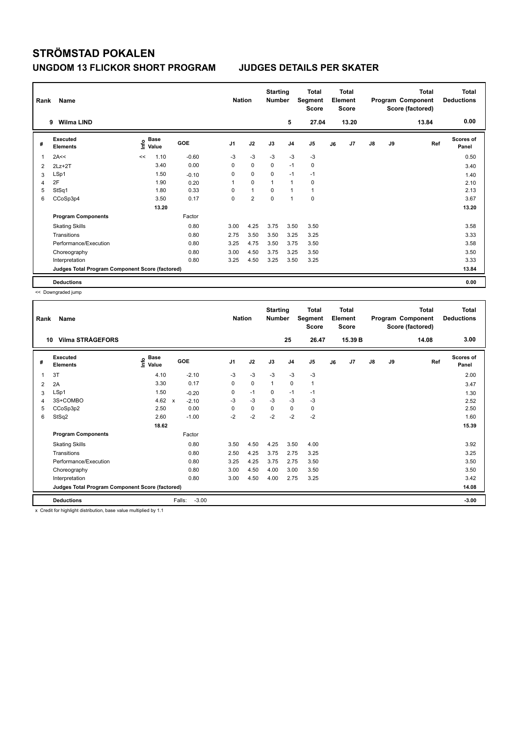# STRÖMSTAD POKALEN

## UNGDOM 13 FLICKOR SHORT PROGRAM JUDGES DETAILS PER SKATER

| Rank | Name | Nation | Starting Number | Total Segment Score | Total Element Score | Total Program Component Score (factored) | Total Deductions |
|---|---|---|---|---|---|---|---|
| 9 | Wilma LIND | | 5 | 27.04 | 13.20 | 13.84 | 0.00 |

| # | Executed Elements | Info | Base Value | GOE | J1 | J2 | J3 | J4 | J5 | J6 | J7 | J8 | J9 | Ref | Scores of Panel |
|---|---|---|---|---|---|---|---|---|---|---|---|---|---|---|---|
| 1 | 2A<< | << | 1.10 | -0.60 | -3 | -3 | -3 | -3 | -3 | | | | | | 0.50 |
| 2 | 2Lz+2T | | 3.40 | 0.00 | 0 | 0 | 0 | -1 | 0 | | | | | | 3.40 |
| 3 | LSp1 | | 1.50 | -0.10 | 0 | 0 | 0 | -1 | -1 | | | | | | 1.40 |
| 4 | 2F | | 1.90 | 0.20 | 1 | 0 | 1 | 1 | 0 | | | | | | 2.10 |
| 5 | StSq1 | | 1.80 | 0.33 | 0 | 1 | 0 | 1 | 1 | | | | | | 2.13 |
| 6 | CCoSp3p4 | | 3.50 | 0.17 | 0 | 2 | 0 | 1 | 0 | | | | | | 3.67 |
| | | | 13.20 | | | | | | | | | | | | 13.20 |
| | **Program Components** | | | Factor | | | | | | | | | | | |
| | Skating Skills | | | 0.80 | 3.00 | 4.25 | 3.75 | 3.50 | 3.50 | | | | | | 3.58 |
| | Transitions | | | 0.80 | 2.75 | 3.50 | 3.50 | 3.25 | 3.25 | | | | | | 3.33 |
| | Performance/Execution | | | 0.80 | 3.25 | 4.75 | 3.50 | 3.75 | 3.50 | | | | | | 3.58 |
| | Choreography | | | 0.80 | 3.00 | 4.50 | 3.75 | 3.25 | 3.50 | | | | | | 3.50 |
| | Interpretation | | | 0.80 | 3.25 | 4.50 | 3.25 | 3.50 | 3.25 | | | | | | 3.33 |
| | **Judges Total Program Component Score (factored)** | | | | | | | | | | | | | | 13.84 |
| | **Deductions** | | | | | | | | | | | | | | 0.00 |

<< Downgraded jump

| Rank | Name | Nation | Starting Number | Total Segment Score | Total Element Score | Total Program Component Score (factored) | Total Deductions |
|---|---|---|---|---|---|---|---|
| 10 | Vilma STRÅGEFORS | | 25 | 26.47 | 15.39 B | 14.08 | 3.00 |

| # | Executed Elements | Info | Base Value | GOE | J1 | J2 | J3 | J4 | J5 | J6 | J7 | J8 | J9 | Ref | Scores of Panel |
|---|---|---|---|---|---|---|---|---|---|---|---|---|---|---|---|
| 1 | 3T | | 4.10 | -2.10 | -3 | -3 | -3 | -3 | -3 | | | | | | 2.00 |
| 2 | 2A | | 3.30 | 0.17 | 0 | 0 | 1 | 0 | 1 | | | | | | 3.47 |
| 3 | LSp1 | | 1.50 | -0.20 | 0 | -1 | 0 | -1 | -1 | | | | | | 1.30 |
| 4 | 3S+COMBO | | 4.62 x | -2.10 | -3 | -3 | -3 | -3 | -3 | | | | | | 2.52 |
| 5 | CCoSp3p2 | | 2.50 | 0.00 | 0 | 0 | 0 | 0 | 0 | | | | | | 2.50 |
| 6 | StSq2 | | 2.60 | -1.00 | -2 | -2 | -2 | -2 | -2 | | | | | | 1.60 |
| | | | 18.62 | | | | | | | | | | | | 15.39 |
| | **Program Components** | | | Factor | | | | | | | | | | | |
| | Skating Skills | | | 0.80 | 3.50 | 4.50 | 4.25 | 3.50 | 4.00 | | | | | | 3.92 |
| | Transitions | | | 0.80 | 2.50 | 4.25 | 3.75 | 2.75 | 3.25 | | | | | | 3.25 |
| | Performance/Execution | | | 0.80 | 3.25 | 4.25 | 3.75 | 2.75 | 3.50 | | | | | | 3.50 |
| | Choreography | | | 0.80 | 3.00 | 4.50 | 4.00 | 3.00 | 3.50 | | | | | | 3.50 |
| | Interpretation | | | 0.80 | 3.00 | 4.50 | 4.00 | 2.75 | 3.25 | | | | | | 3.42 |
| | **Judges Total Program Component Score (factored)** | | | | | | | | | | | | | | 14.08 |
| | **Deductions** | | | Falls: -3.00 | | | | | | | | | | | -3.00 |

x Credit for highlight distribution, base value multiplied by 1.1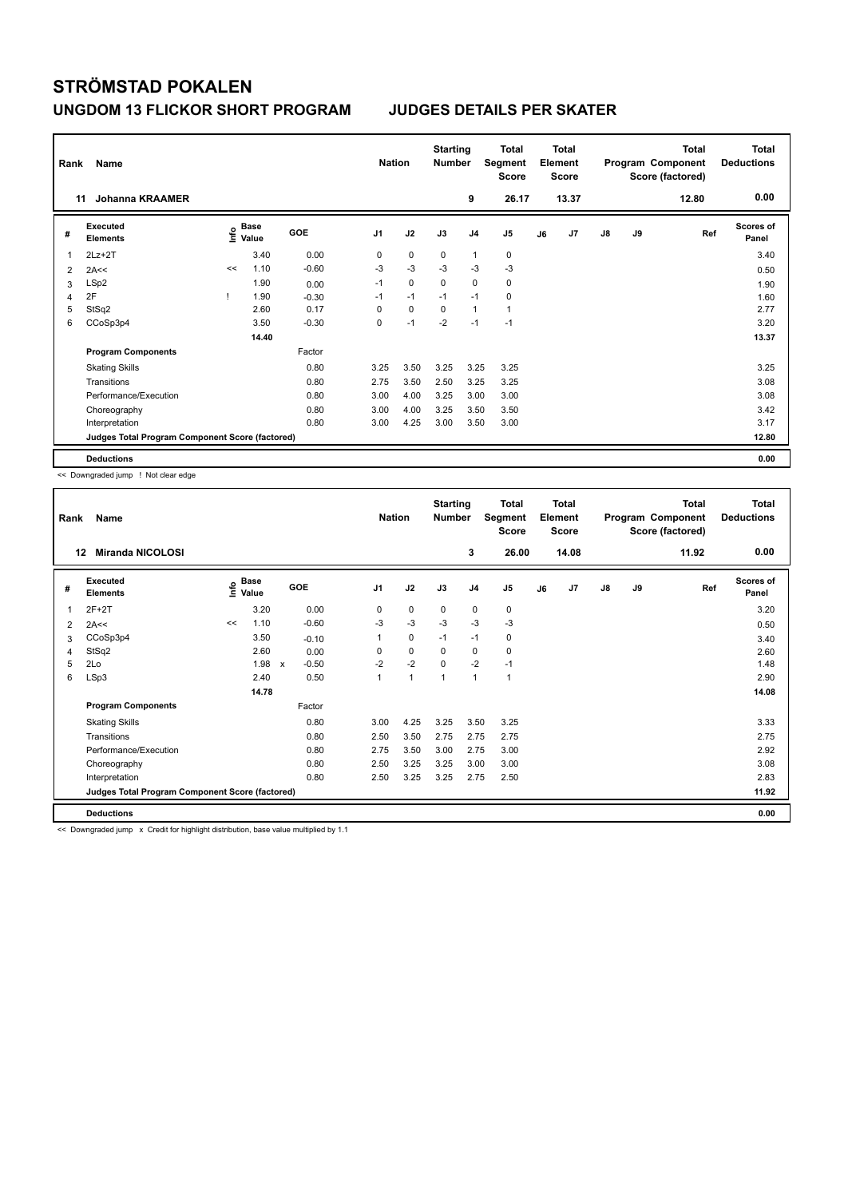# STRÖMSTAD POKALEN

## UNGDOM 13 FLICKOR SHORT PROGRAM JUDGES DETAILS PER SKATER

| Rank | Name | Nation | Starting Number | Total Segment Score | Total Element Score | Total Program Component Score (factored) | Total Deductions |
|---|---|---|---|---|---|---|---|
| 11 | Johanna KRAAMER | | 9 | 26.17 | 13.37 | 12.80 | 0.00 |

| # | Executed Elements | Info | Base Value | GOE | J1 | J2 | J3 | J4 | J5 | J6 | J7 | J8 | J9 | Ref | Scores of Panel |
|---|---|---|---|---|---|---|---|---|---|---|---|---|---|---|---|
| 1 | 2Lz+2T | | 3.40 | 0.00 | 0 | 0 | 0 | 1 | 0 | | | | | | 3.40 |
| 2 | 2A<< | << | 1.10 | -0.60 | -3 | -3 | -3 | -3 | -3 | | | | | | 0.50 |
| 3 | LSp2 | | 1.90 | 0.00 | -1 | 0 | 0 | 0 | 0 | | | | | | 1.90 |
| 4 | 2F | ! | 1.90 | -0.30 | -1 | -1 | -1 | -1 | 0 | | | | | | 1.60 |
| 5 | StSq2 | | 2.60 | 0.17 | 0 | 0 | 0 | 1 | 1 | | | | | | 2.77 |
| 6 | CCoSp3p4 | | 3.50 | -0.30 | 0 | -1 | -2 | -1 | -1 | | | | | | 3.20 |
| | | | 14.40 | | | | | | | | | | | | 13.37 |
| | **Program Components** | | | Factor | | | | | | | | | | | |
| | Skating Skills | | | 0.80 | 3.25 | 3.50 | 3.25 | 3.25 | 3.25 | | | | | | 3.25 |
| | Transitions | | | 0.80 | 2.75 | 3.50 | 2.50 | 3.25 | 3.25 | | | | | | 3.08 |
| | Performance/Execution | | | 0.80 | 3.00 | 4.00 | 3.25 | 3.00 | 3.00 | | | | | | 3.08 |
| | Choreography | | | 0.80 | 3.00 | 4.00 | 3.25 | 3.50 | 3.50 | | | | | | 3.42 |
| | Interpretation | | | 0.80 | 3.00 | 4.25 | 3.00 | 3.50 | 3.00 | | | | | | 3.17 |
| | **Judges Total Program Component Score (factored)** | | | | | | | | | | | | | | 12.80 |
| | **Deductions** | | | | | | | | | | | | | | 0.00 |

<< Downgraded jump ! Not clear edge

| Rank | Name | Nation | Starting Number | Total Segment Score | Total Element Score | Total Program Component Score (factored) | Total Deductions |
|---|---|---|---|---|---|---|---|
| 12 | Miranda NICOLOSI | | 3 | 26.00 | 14.08 | 11.92 | 0.00 |

| # | Executed Elements | Info | Base Value | | GOE | J1 | J2 | J3 | J4 | J5 | J6 | J7 | J8 | J9 | Ref | Scores of Panel |
|---|---|---|---|---|---|---|---|---|---|---|---|---|---|---|---|---|
| 1 | 2F+2T | | 3.20 | | 0.00 | 0 | 0 | 0 | 0 | 0 | | | | | | 3.20 |
| 2 | 2A<< | << | 1.10 | | -0.60 | -3 | -3 | -3 | -3 | -3 | | | | | | 0.50 |
| 3 | CCoSp3p4 | | 3.50 | | -0.10 | 1 | 0 | -1 | -1 | 0 | | | | | | 3.40 |
| 4 | StSq2 | | 2.60 | | 0.00 | 0 | 0 | 0 | 0 | 0 | | | | | | 2.60 |
| 5 | 2Lo | | 1.98 | x | -0.50 | -2 | -2 | 0 | -2 | -1 | | | | | | 1.48 |
| 6 | LSp3 | | 2.40 | | 0.50 | 1 | 1 | 1 | 1 | 1 | | | | | | 2.90 |
| | | | 14.78 | | | | | | | | | | | | | 14.08 |
| | **Program Components** | | | | Factor | | | | | | | | | | | |
| | Skating Skills | | | | 0.80 | 3.00 | 4.25 | 3.25 | 3.50 | 3.25 | | | | | | 3.33 |
| | Transitions | | | | 0.80 | 2.50 | 3.50 | 2.75 | 2.75 | 2.75 | | | | | | 2.75 |
| | Performance/Execution | | | | 0.80 | 2.75 | 3.50 | 3.00 | 2.75 | 3.00 | | | | | | 2.92 |
| | Choreography | | | | 0.80 | 2.50 | 3.25 | 3.25 | 3.00 | 3.00 | | | | | | 3.08 |
| | Interpretation | | | | 0.80 | 2.50 | 3.25 | 3.25 | 2.75 | 2.50 | | | | | | 2.83 |
| | **Judges Total Program Component Score (factored)** | | | | | | | | | | | | | | | 11.92 |
| | **Deductions** | | | | | | | | | | | | | | | 0.00 |

<< Downgraded jump x Credit for highlight distribution, base value multiplied by 1.1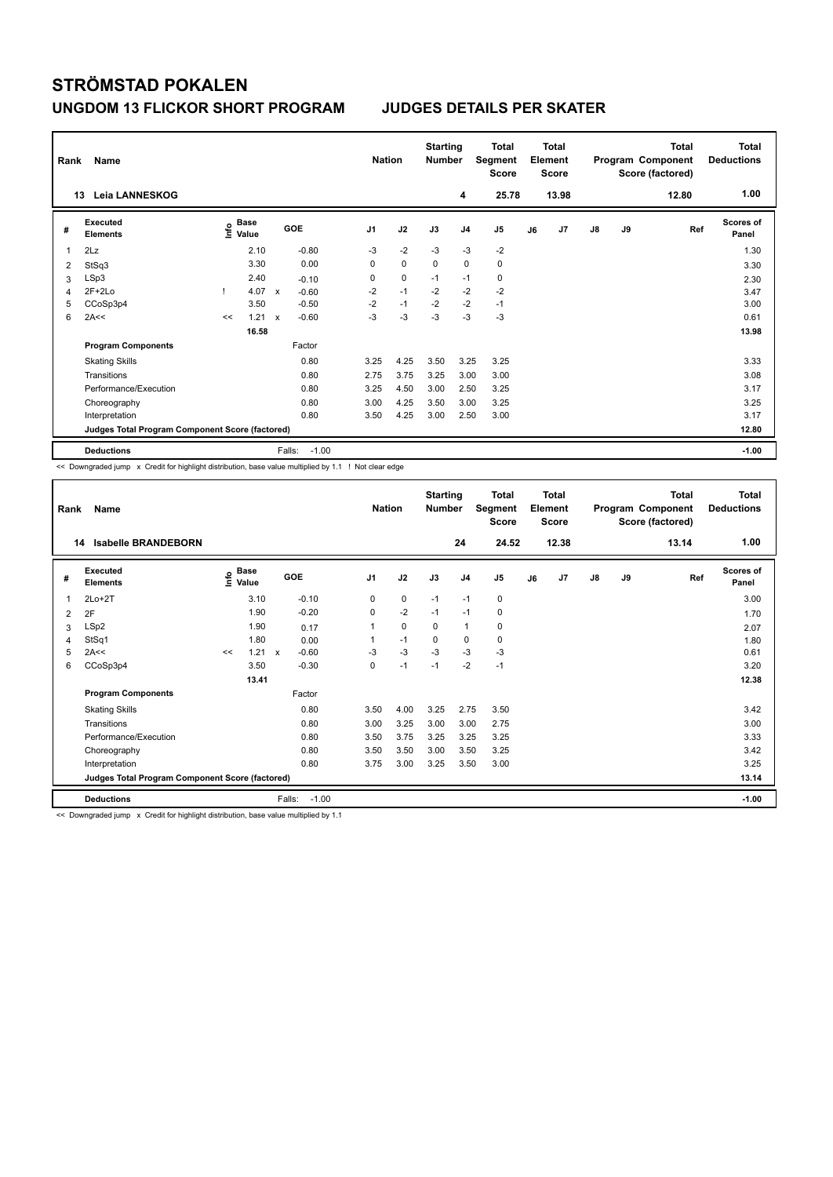# STRÖMSTAD POKALEN

## UNGDOM 13 FLICKOR SHORT PROGRAM — JUDGES DETAILS PER SKATER

| Rank | Name | Nation | Starting Number | Total Segment Score | Total Element Score | Total Program Component Score (factored) | Total Deductions |
|---|---|---|---|---|---|---|---|
| 13 | Leia LANNESKOG | | 4 | 25.78 | 13.98 | 12.80 | 1.00 |

| # | Executed Elements | Info | Base Value | | GOE | J1 | J2 | J3 | J4 | J5 | J6 | J7 | J8 | J9 | Ref | Scores of Panel |
|---|---|---|---|---|---|---|---|---|---|---|---|---|---|---|---|---|
| 1 | 2Lz | | 2.10 | | -0.80 | -3 | -2 | -3 | -3 | -2 | | | | | | 1.30 |
| 2 | StSq3 | | 3.30 | | 0.00 | 0 | 0 | 0 | 0 | 0 | | | | | | 3.30 |
| 3 | LSp3 | | 2.40 | | -0.10 | 0 | 0 | -1 | -1 | 0 | | | | | | 2.30 |
| 4 | 2F+2Lo | ! | 4.07 | x | -0.60 | -2 | -1 | -2 | -2 | -2 | | | | | | 3.47 |
| 5 | CCoSp3p4 | | 3.50 | | -0.50 | -2 | -1 | -2 | -2 | -1 | | | | | | 3.00 |
| 6 | 2A<< | << | 1.21 | x | -0.60 | -3 | -3 | -3 | -3 | -3 | | | | | | 0.61 |
| | | | 16.58 | | | | | | | | | | | | | 13.98 |
| | **Program Components** | | | | Factor | | | | | | | | | | | |
| | Skating Skills | | | | 0.80 | 3.25 | 4.25 | 3.50 | 3.25 | 3.25 | | | | | | 3.33 |
| | Transitions | | | | 0.80 | 2.75 | 3.75 | 3.25 | 3.00 | 3.00 | | | | | | 3.08 |
| | Performance/Execution | | | | 0.80 | 3.25 | 4.50 | 3.00 | 2.50 | 3.25 | | | | | | 3.17 |
| | Choreography | | | | 0.80 | 3.00 | 4.25 | 3.50 | 3.00 | 3.25 | | | | | | 3.25 |
| | Interpretation | | | | 0.80 | 3.50 | 4.25 | 3.00 | 2.50 | 3.00 | | | | | | 3.17 |
| | **Judges Total Program Component Score (factored)** | | | | | | | | | | | | | | | 12.80 |
| | **Deductions** | | | | Falls: -1.00 | | | | | | | | | | | -1.00 |

<< Downgraded jump x Credit for highlight distribution, base value multiplied by 1.1 ! Not clear edge

| Rank | Name | Nation | Starting Number | Total Segment Score | Total Element Score | Total Program Component Score (factored) | Total Deductions |
|---|---|---|---|---|---|---|---|
| 14 | Isabelle BRANDEBORN | | 24 | 24.52 | 12.38 | 13.14 | 1.00 |

| # | Executed Elements | Info | Base Value | | GOE | J1 | J2 | J3 | J4 | J5 | J6 | J7 | J8 | J9 | Ref | Scores of Panel |
|---|---|---|---|---|---|---|---|---|---|---|---|---|---|---|---|---|
| 1 | 2Lo+2T | | 3.10 | | -0.10 | 0 | 0 | -1 | -1 | 0 | | | | | | 3.00 |
| 2 | 2F | | 1.90 | | -0.20 | 0 | -2 | -1 | -1 | 0 | | | | | | 1.70 |
| 3 | LSp2 | | 1.90 | | 0.17 | 1 | 0 | 0 | 1 | 0 | | | | | | 2.07 |
| 4 | StSq1 | | 1.80 | | 0.00 | 1 | -1 | 0 | 0 | 0 | | | | | | 1.80 |
| 5 | 2A<< | << | 1.21 | x | -0.60 | -3 | -3 | -3 | -3 | -3 | | | | | | 0.61 |
| 6 | CCoSp3p4 | | 3.50 | | -0.30 | 0 | -1 | -1 | -2 | -1 | | | | | | 3.20 |
| | | | 13.41 | | | | | | | | | | | | | 12.38 |
| | **Program Components** | | | | Factor | | | | | | | | | | | |
| | Skating Skills | | | | 0.80 | 3.50 | 4.00 | 3.25 | 2.75 | 3.50 | | | | | | 3.42 |
| | Transitions | | | | 0.80 | 3.00 | 3.25 | 3.00 | 3.00 | 2.75 | | | | | | 3.00 |
| | Performance/Execution | | | | 0.80 | 3.50 | 3.75 | 3.25 | 3.25 | 3.25 | | | | | | 3.33 |
| | Choreography | | | | 0.80 | 3.50 | 3.50 | 3.00 | 3.50 | 3.25 | | | | | | 3.42 |
| | Interpretation | | | | 0.80 | 3.75 | 3.00 | 3.25 | 3.50 | 3.00 | | | | | | 3.25 |
| | **Judges Total Program Component Score (factored)** | | | | | | | | | | | | | | | 13.14 |
| | **Deductions** | | | | Falls: -1.00 | | | | | | | | | | | -1.00 |

<< Downgraded jump x Credit for highlight distribution, base value multiplied by 1.1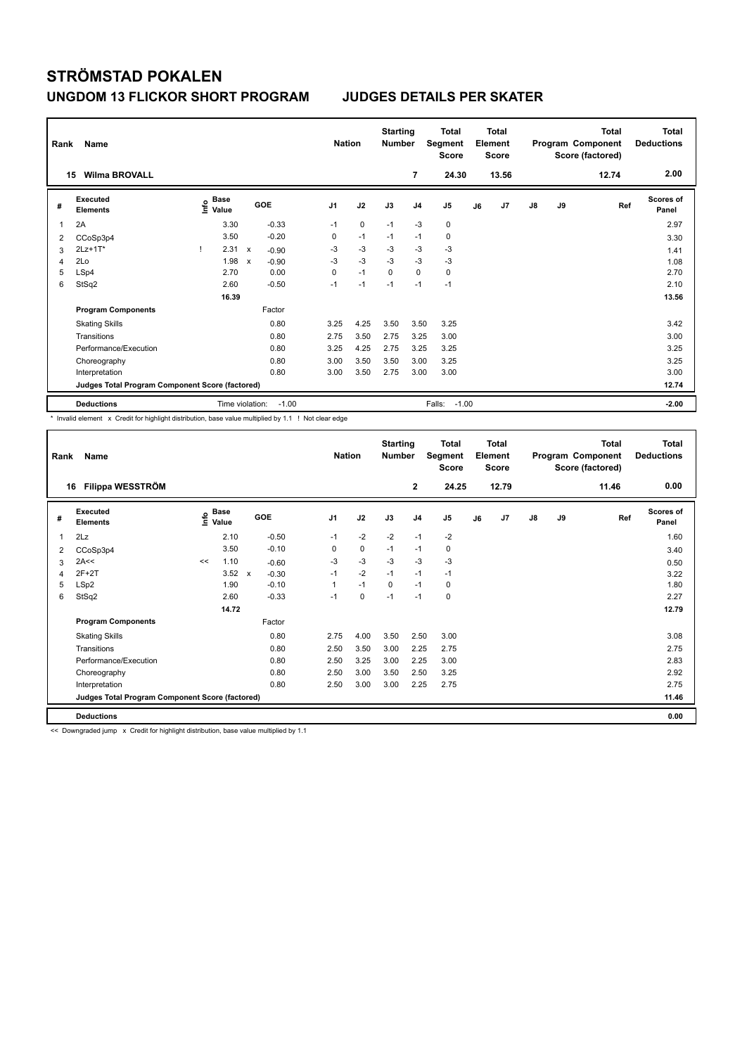# STRÖMSTAD POKALEN

## UNGDOM 13 FLICKOR SHORT PROGRAM  JUDGES DETAILS PER SKATER

| Rank | Name | Nation | Starting Number | Total Segment Score | Total Element Score | Total Program Component Score (factored) | Total Deductions |
|---|---|---|---|---|---|---|---|
| 15 | Wilma BROVALL | | 7 | 24.30 | 13.56 | 12.74 | 2.00 |

| # | Executed Elements | Info | Base Value | | GOE | J1 | J2 | J3 | J4 | J5 | J6 | J7 | J8 | J9 | Ref | Scores of Panel |
|---|---|---|---|---|---|---|---|---|---|---|---|---|---|---|---|---|
| 1 | 2A | | 3.30 | | -0.33 | -1 | 0 | -1 | -3 | 0 | | | | | | 2.97 |
| 2 | CCoSp3p4 | | 3.50 | | -0.20 | 0 | -1 | -1 | -1 | 0 | | | | | | 3.30 |
| 3 | 2Lz+1T* | ! | 2.31 | x | -0.90 | -3 | -3 | -3 | -3 | -3 | | | | | | 1.41 |
| 4 | 2Lo | | 1.98 | x | -0.90 | -3 | -3 | -3 | -3 | -3 | | | | | | 1.08 |
| 5 | LSp4 | | 2.70 | | 0.00 | 0 | -1 | 0 | 0 | 0 | | | | | | 2.70 |
| 6 | StSq2 | | 2.60 | | -0.50 | -1 | -1 | -1 | -1 | -1 | | | | | | 2.10 |
| | | | 16.39 | | | | | | | | | | | | | 13.56 |
| | **Program Components** | | | | Factor | | | | | | | | | | | |
| | Skating Skills | | | | 0.80 | 3.25 | 4.25 | 3.50 | 3.50 | 3.25 | | | | | | 3.42 |
| | Transitions | | | | 0.80 | 2.75 | 3.50 | 2.75 | 3.25 | 3.00 | | | | | | 3.00 |
| | Performance/Execution | | | | 0.80 | 3.25 | 4.25 | 2.75 | 3.25 | 3.25 | | | | | | 3.25 |
| | Choreography | | | | 0.80 | 3.00 | 3.50 | 3.50 | 3.00 | 3.25 | | | | | | 3.25 |
| | Interpretation | | | | 0.80 | 3.00 | 3.50 | 2.75 | 3.00 | 3.00 | | | | | | 3.00 |
| | **Judges Total Program Component Score (factored)** | | | | | | | | | | | | | | | 12.74 |
| | **Deductions** | | Time violation: | | -1.00 | | | | | Falls: -1.00 | | | | | | -2.00 |

* Invalid element x Credit for highlight distribution, base value multiplied by 1.1 ! Not clear edge

| Rank | Name | Nation | Starting Number | Total Segment Score | Total Element Score | Total Program Component Score (factored) | Total Deductions |
|---|---|---|---|---|---|---|---|
| 16 | Filippa WESSTRÖM | | 2 | 24.25 | 12.79 | 11.46 | 0.00 |

| # | Executed Elements | Info | Base Value | | GOE | J1 | J2 | J3 | J4 | J5 | J6 | J7 | J8 | J9 | Ref | Scores of Panel |
|---|---|---|---|---|---|---|---|---|---|---|---|---|---|---|---|---|
| 1 | 2Lz | | 2.10 | | -0.50 | -1 | -2 | -2 | -1 | -2 | | | | | | 1.60 |
| 2 | CCoSp3p4 | | 3.50 | | -0.10 | 0 | 0 | -1 | -1 | 0 | | | | | | 3.40 |
| 3 | 2A<< | << | 1.10 | | -0.60 | -3 | -3 | -3 | -3 | -3 | | | | | | 0.50 |
| 4 | 2F+2T | | 3.52 | x | -0.30 | -1 | -2 | -1 | -1 | -1 | | | | | | 3.22 |
| 5 | LSp2 | | 1.90 | | -0.10 | 1 | -1 | 0 | -1 | 0 | | | | | | 1.80 |
| 6 | StSq2 | | 2.60 | | -0.33 | -1 | 0 | -1 | -1 | 0 | | | | | | 2.27 |
| | | | 14.72 | | | | | | | | | | | | | 12.79 |
| | **Program Components** | | | | Factor | | | | | | | | | | | |
| | Skating Skills | | | | 0.80 | 2.75 | 4.00 | 3.50 | 2.50 | 3.00 | | | | | | 3.08 |
| | Transitions | | | | 0.80 | 2.50 | 3.50 | 3.00 | 2.25 | 2.75 | | | | | | 2.75 |
| | Performance/Execution | | | | 0.80 | 2.50 | 3.25 | 3.00 | 2.25 | 3.00 | | | | | | 2.83 |
| | Choreography | | | | 0.80 | 2.50 | 3.00 | 3.50 | 2.50 | 3.25 | | | | | | 2.92 |
| | Interpretation | | | | 0.80 | 2.50 | 3.00 | 3.00 | 2.25 | 2.75 | | | | | | 2.75 |
| | **Judges Total Program Component Score (factored)** | | | | | | | | | | | | | | | 11.46 |
| | **Deductions** | | | | | | | | | | | | | | | 0.00 |

<< Downgraded jump x Credit for highlight distribution, base value multiplied by 1.1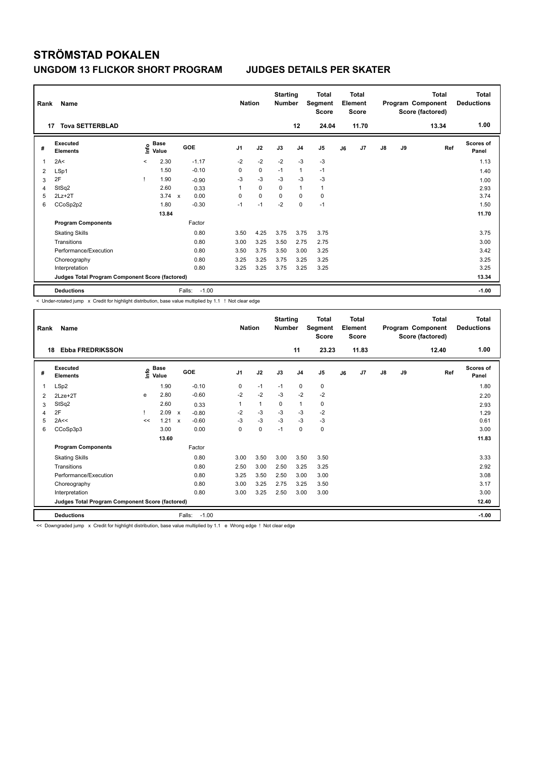# STRÖMSTAD POKALEN

## UNGDOM 13 FLICKOR SHORT PROGRAM — JUDGES DETAILS PER SKATER

| Rank | Name | Nation | Starting Number | Total Segment Score | Total Element Score | Total Program Component Score (factored) | Total Deductions |
|---|---|---|---|---|---|---|---|
| 17 | Tova SETTERBLAD | | 12 | 24.04 | 11.70 | 13.34 | 1.00 |

| # | Executed Elements | Info | Base Value | | GOE | J1 | J2 | J3 | J4 | J5 | J6 | J7 | J8 | J9 | Ref | Scores of Panel |
|---|---|---|---|---|---|---|---|---|---|---|---|---|---|---|---|---|
| 1 | 2A< | < | 2.30 | | -1.17 | -2 | -2 | -2 | -3 | -3 | | | | | | 1.13 |
| 2 | LSp1 | | 1.50 | | -0.10 | 0 | 0 | -1 | 1 | -1 | | | | | | 1.40 |
| 3 | 2F | ! | 1.90 | | -0.90 | -3 | -3 | -3 | -3 | -3 | | | | | | 1.00 |
| 4 | StSq2 | | 2.60 | | 0.33 | 1 | 0 | 0 | 1 | 1 | | | | | | 2.93 |
| 5 | 2Lz+2T | | 3.74 | x | 0.00 | 0 | 0 | 0 | 0 | 0 | | | | | | 3.74 |
| 6 | CCoSp2p2 | | 1.80 | | -0.30 | -1 | -1 | -2 | 0 | -1 | | | | | | 1.50 |
| | | | 13.84 | | | | | | | | | | | | | 11.70 |
| | **Program Components** | | | | Factor | | | | | | | | | | | |
| | Skating Skills | | | | 0.80 | 3.50 | 4.25 | 3.75 | 3.75 | 3.75 | | | | | | 3.75 |
| | Transitions | | | | 0.80 | 3.00 | 3.25 | 3.50 | 2.75 | 2.75 | | | | | | 3.00 |
| | Performance/Execution | | | | 0.80 | 3.50 | 3.75 | 3.50 | 3.00 | 3.25 | | | | | | 3.42 |
| | Choreography | | | | 0.80 | 3.25 | 3.25 | 3.75 | 3.25 | 3.25 | | | | | | 3.25 |
| | Interpretation | | | | 0.80 | 3.25 | 3.25 | 3.75 | 3.25 | 3.25 | | | | | | 3.25 |
| | **Judges Total Program Component Score (factored)** | | | | | | | | | | | | | | | 13.34 |
| | **Deductions** | | | | Falls: -1.00 | | | | | | | | | | | -1.00 |

< Under-rotated jump x Credit for highlight distribution, base value multiplied by 1.1 ! Not clear edge

| Rank | Name | Nation | Starting Number | Total Segment Score | Total Element Score | Total Program Component Score (factored) | Total Deductions |
|---|---|---|---|---|---|---|---|
| 18 | Ebba FREDRIKSSON | | 11 | 23.23 | 11.83 | 12.40 | 1.00 |

| # | Executed Elements | Info | Base Value | | GOE | J1 | J2 | J3 | J4 | J5 | J6 | J7 | J8 | J9 | Ref | Scores of Panel |
|---|---|---|---|---|---|---|---|---|---|---|---|---|---|---|---|---|
| 1 | LSp2 | | 1.90 | | -0.10 | 0 | -1 | -1 | 0 | 0 | | | | | | 1.80 |
| 2 | 2Lze+2T | e | 2.80 | | -0.60 | -2 | -2 | -3 | -2 | -2 | | | | | | 2.20 |
| 3 | StSq2 | | 2.60 | | 0.33 | 1 | 1 | 0 | 1 | 0 | | | | | | 2.93 |
| 4 | 2F | ! | 2.09 | x | -0.80 | -2 | -3 | -3 | -3 | -2 | | | | | | 1.29 |
| 5 | 2A<< | << | 1.21 | x | -0.60 | -3 | -3 | -3 | -3 | -3 | | | | | | 0.61 |
| 6 | CCoSp3p3 | | 3.00 | | 0.00 | 0 | 0 | -1 | 0 | 0 | | | | | | 3.00 |
| | | | 13.60 | | | | | | | | | | | | | 11.83 |
| | **Program Components** | | | | Factor | | | | | | | | | | | |
| | Skating Skills | | | | 0.80 | 3.00 | 3.50 | 3.00 | 3.50 | 3.50 | | | | | | 3.33 |
| | Transitions | | | | 0.80 | 2.50 | 3.00 | 2.50 | 3.25 | 3.25 | | | | | | 2.92 |
| | Performance/Execution | | | | 0.80 | 3.25 | 3.50 | 2.50 | 3.00 | 3.00 | | | | | | 3.08 |
| | Choreography | | | | 0.80 | 3.00 | 3.25 | 2.75 | 3.25 | 3.50 | | | | | | 3.17 |
| | Interpretation | | | | 0.80 | 3.00 | 3.25 | 2.50 | 3.00 | 3.00 | | | | | | 3.00 |
| | **Judges Total Program Component Score (factored)** | | | | | | | | | | | | | | | 12.40 |
| | **Deductions** | | | | Falls: -1.00 | | | | | | | | | | | -1.00 |

<< Downgraded jump x Credit for highlight distribution, base value multiplied by 1.1 e Wrong edge ! Not clear edge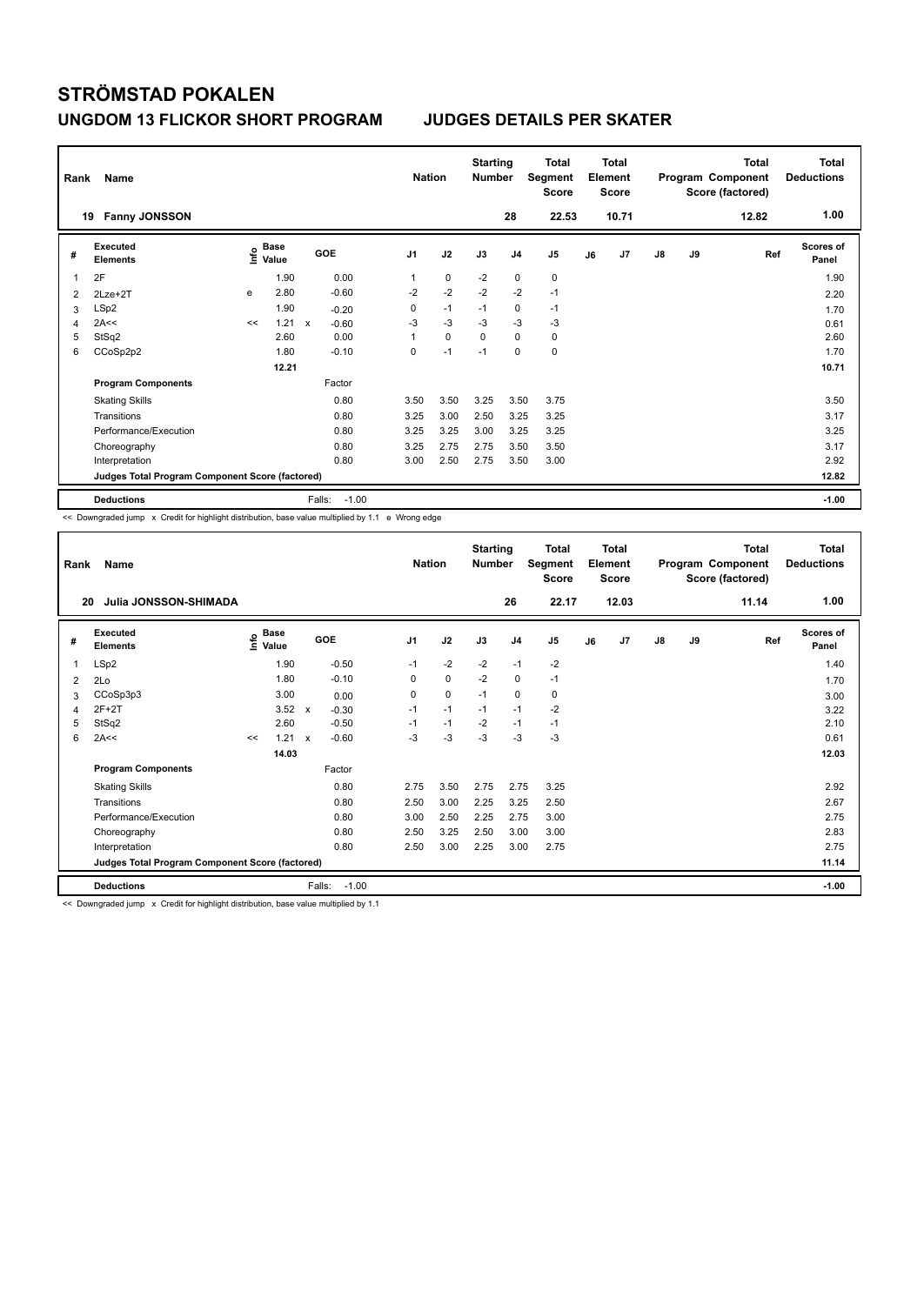# STRÖMSTAD POKALEN

## UNGDOM 13 FLICKOR SHORT PROGRAM JUDGES DETAILS PER SKATER

| Rank | Name | Nation | Starting Number | Total Segment Score | Total Element Score | Total Program Component Score (factored) | Total Deductions |
|---|---|---|---|---|---|---|---|
| 19 | Fanny JONSSON | | 28 | 22.53 | 10.71 | 12.82 | 1.00 |

| # | Executed Elements | Info | Base Value | | GOE | J1 | J2 | J3 | J4 | J5 | J6 | J7 | J8 | J9 | Ref | Scores of Panel |
|---|---|---|---|---|---|---|---|---|---|---|---|---|---|---|---|---|
| 1 | 2F | | 1.90 | | 0.00 | 1 | 0 | -2 | 0 | 0 | | | | | | 1.90 |
| 2 | 2Lze+2T | e | 2.80 | | -0.60 | -2 | -2 | -2 | -2 | -1 | | | | | | 2.20 |
| 3 | LSp2 | | 1.90 | | -0.20 | 0 | -1 | -1 | 0 | -1 | | | | | | 1.70 |
| 4 | 2A<< | << | 1.21 | x | -0.60 | -3 | -3 | -3 | -3 | -3 | | | | | | 0.61 |
| 5 | StSq2 | | 2.60 | | 0.00 | 1 | 0 | 0 | 0 | 0 | | | | | | 2.60 |
| 6 | CCoSp2p2 | | 1.80 | | -0.10 | 0 | -1 | -1 | 0 | 0 | | | | | | 1.70 |
| | | | 12.21 | | | | | | | | | | | | | 10.71 |
| | **Program Components** | | | | Factor | | | | | | | | | | | |
| | Skating Skills | | | | 0.80 | 3.50 | 3.50 | 3.25 | 3.50 | 3.75 | | | | | | 3.50 |
| | Transitions | | | | 0.80 | 3.25 | 3.00 | 2.50 | 3.25 | 3.25 | | | | | | 3.17 |
| | Performance/Execution | | | | 0.80 | 3.25 | 3.25 | 3.00 | 3.25 | 3.25 | | | | | | 3.25 |
| | Choreography | | | | 0.80 | 3.25 | 2.75 | 2.75 | 3.50 | 3.50 | | | | | | 3.17 |
| | Interpretation | | | | 0.80 | 3.00 | 2.50 | 2.75 | 3.50 | 3.00 | | | | | | 2.92 |
| | **Judges Total Program Component Score (factored)** | | | | | | | | | | | | | | | 12.82 |
| | **Deductions** | | | | Falls: -1.00 | | | | | | | | | | | -1.00 |

<< Downgraded jump x Credit for highlight distribution, base value multiplied by 1.1 e Wrong edge

| Rank | Name | Nation | Starting Number | Total Segment Score | Total Element Score | Total Program Component Score (factored) | Total Deductions |
|---|---|---|---|---|---|---|---|
| 20 | Julia JONSSON-SHIMADA | | 26 | 22.17 | 12.03 | 11.14 | 1.00 |

| # | Executed Elements | Info | Base Value | | GOE | J1 | J2 | J3 | J4 | J5 | J6 | J7 | J8 | J9 | Ref | Scores of Panel |
|---|---|---|---|---|---|---|---|---|---|---|---|---|---|---|---|---|
| 1 | LSp2 | | 1.90 | | -0.50 | -1 | -2 | -2 | -1 | -2 | | | | | | 1.40 |
| 2 | 2Lo | | 1.80 | | -0.10 | 0 | 0 | -2 | 0 | -1 | | | | | | 1.70 |
| 3 | CCoSp3p3 | | 3.00 | | 0.00 | 0 | 0 | -1 | 0 | 0 | | | | | | 3.00 |
| 4 | 2F+2T | | 3.52 | x | -0.30 | -1 | -1 | -1 | -1 | -2 | | | | | | 3.22 |
| 5 | StSq2 | | 2.60 | | -0.50 | -1 | -1 | -2 | -1 | -1 | | | | | | 2.10 |
| 6 | 2A<< | << | 1.21 | x | -0.60 | -3 | -3 | -3 | -3 | -3 | | | | | | 0.61 |
| | | | 14.03 | | | | | | | | | | | | | 12.03 |
| | **Program Components** | | | | Factor | | | | | | | | | | | |
| | Skating Skills | | | | 0.80 | 2.75 | 3.50 | 2.75 | 2.75 | 3.25 | | | | | | 2.92 |
| | Transitions | | | | 0.80 | 2.50 | 3.00 | 2.25 | 3.25 | 2.50 | | | | | | 2.67 |
| | Performance/Execution | | | | 0.80 | 3.00 | 2.50 | 2.25 | 2.75 | 3.00 | | | | | | 2.75 |
| | Choreography | | | | 0.80 | 2.50 | 3.25 | 2.50 | 3.00 | 3.00 | | | | | | 2.83 |
| | Interpretation | | | | 0.80 | 2.50 | 3.00 | 2.25 | 3.00 | 2.75 | | | | | | 2.75 |
| | **Judges Total Program Component Score (factored)** | | | | | | | | | | | | | | | 11.14 |
| | **Deductions** | | | | Falls: -1.00 | | | | | | | | | | | -1.00 |

<< Downgraded jump x Credit for highlight distribution, base value multiplied by 1.1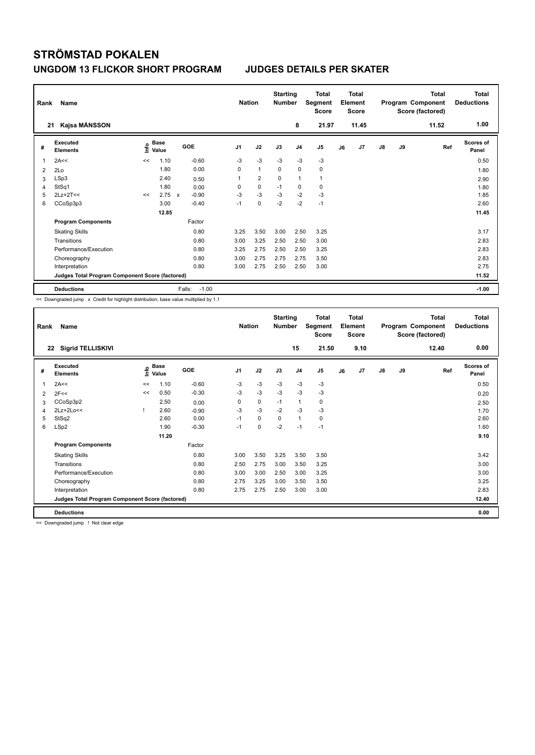# STRÖMSTAD POKALEN

## UNGDOM 13 FLICKOR SHORT PROGRAM JUDGES DETAILS PER SKATER

| Rank | Name | Nation | Starting Number | Total Segment Score | Total Element Score | Total Program Component Score (factored) | Total Deductions |
|---|---|---|---|---|---|---|---|
| 21 | Kajsa MÅNSSON | | 8 | 21.97 | 11.45 | 11.52 | 1.00 |

| # | Executed Elements | Info | Base Value | | GOE | J1 | J2 | J3 | J4 | J5 | J6 | J7 | J8 | J9 | Ref | Scores of Panel |
|---|---|---|---|---|---|---|---|---|---|---|---|---|---|---|---|---|
| 1 | 2A<< | << | 1.10 | | -0.60 | -3 | -3 | -3 | -3 | -3 | | | | | | 0.50 |
| 2 | 2Lo | | 1.80 | | 0.00 | 0 | 1 | 0 | 0 | 0 | | | | | | 1.80 |
| 3 | LSp3 | | 2.40 | | 0.50 | 1 | 2 | 0 | 1 | 1 | | | | | | 2.90 |
| 4 | StSq1 | | 1.80 | | 0.00 | 0 | 0 | -1 | 0 | 0 | | | | | | 1.80 |
| 5 | 2Lz+2T<< | << | 2.75 | x | -0.90 | -3 | -3 | -3 | -2 | -3 | | | | | | 1.85 |
| 6 | CCoSp3p3 | | 3.00 | | -0.40 | -1 | 0 | -2 | -2 | -1 | | | | | | 2.60 |
| | | | 12.85 | | | | | | | | | | | | | 11.45 |
| | **Program Components** | | | | Factor | | | | | | | | | | | |
| | Skating Skills | | | | 0.80 | 3.25 | 3.50 | 3.00 | 2.50 | 3.25 | | | | | | 3.17 |
| | Transitions | | | | 0.80 | 3.00 | 3.25 | 2.50 | 2.50 | 3.00 | | | | | | 2.83 |
| | Performance/Execution | | | | 0.80 | 3.25 | 2.75 | 2.50 | 2.50 | 3.25 | | | | | | 2.83 |
| | Choreography | | | | 0.80 | 3.00 | 2.75 | 2.75 | 2.75 | 3.50 | | | | | | 2.83 |
| | Interpretation | | | | 0.80 | 3.00 | 2.75 | 2.50 | 2.50 | 3.00 | | | | | | 2.75 |
| | **Judges Total Program Component Score (factored)** | | | | | | | | | | | | | | | 11.52 |
| | **Deductions** | | | | Falls: -1.00 | | | | | | | | | | | -1.00 |

<< Downgraded jump x Credit for highlight distribution, base value multiplied by 1.1

| Rank | Name | Nation | Starting Number | Total Segment Score | Total Element Score | Total Program Component Score (factored) | Total Deductions |
|---|---|---|---|---|---|---|---|
| 22 | Sigrid TELLISKIVI | | 15 | 21.50 | 9.10 | 12.40 | 0.00 |

| # | Executed Elements | Info | Base Value | GOE | J1 | J2 | J3 | J4 | J5 | J6 | J7 | J8 | J9 | Ref | Scores of Panel |
|---|---|---|---|---|---|---|---|---|---|---|---|---|---|---|---|
| 1 | 2A<< | << | 1.10 | -0.60 | -3 | -3 | -3 | -3 | -3 | | | | | | 0.50 |
| 2 | 2F<< | << | 0.50 | -0.30 | -3 | -3 | -3 | -3 | -3 | | | | | | 0.20 |
| 3 | CCoSp3p2 | | 2.50 | 0.00 | 0 | 0 | -1 | 1 | 0 | | | | | | 2.50 |
| 4 | 2Lz+2Lo<< | ! | 2.60 | -0.90 | -3 | -3 | -2 | -3 | -3 | | | | | | 1.70 |
| 5 | StSq2 | | 2.60 | 0.00 | -1 | 0 | 0 | 1 | 0 | | | | | | 2.60 |
| 6 | LSp2 | | 1.90 | -0.30 | -1 | 0 | -2 | -1 | -1 | | | | | | 1.60 |
| | | | 11.20 | | | | | | | | | | | | 9.10 |
| | **Program Components** | | | Factor | | | | | | | | | | | |
| | Skating Skills | | | 0.80 | 3.00 | 3.50 | 3.25 | 3.50 | 3.50 | | | | | | 3.42 |
| | Transitions | | | 0.80 | 2.50 | 2.75 | 3.00 | 3.50 | 3.25 | | | | | | 3.00 |
| | Performance/Execution | | | 0.80 | 3.00 | 3.00 | 2.50 | 3.00 | 3.25 | | | | | | 3.00 |
| | Choreography | | | 0.80 | 2.75 | 3.25 | 3.00 | 3.50 | 3.50 | | | | | | 3.25 |
| | Interpretation | | | 0.80 | 2.75 | 2.75 | 2.50 | 3.00 | 3.00 | | | | | | 2.83 |
| | **Judges Total Program Component Score (factored)** | | | | | | | | | | | | | | 12.40 |
| | **Deductions** | | | | | | | | | | | | | | 0.00 |

<< Downgraded jump ! Not clear edge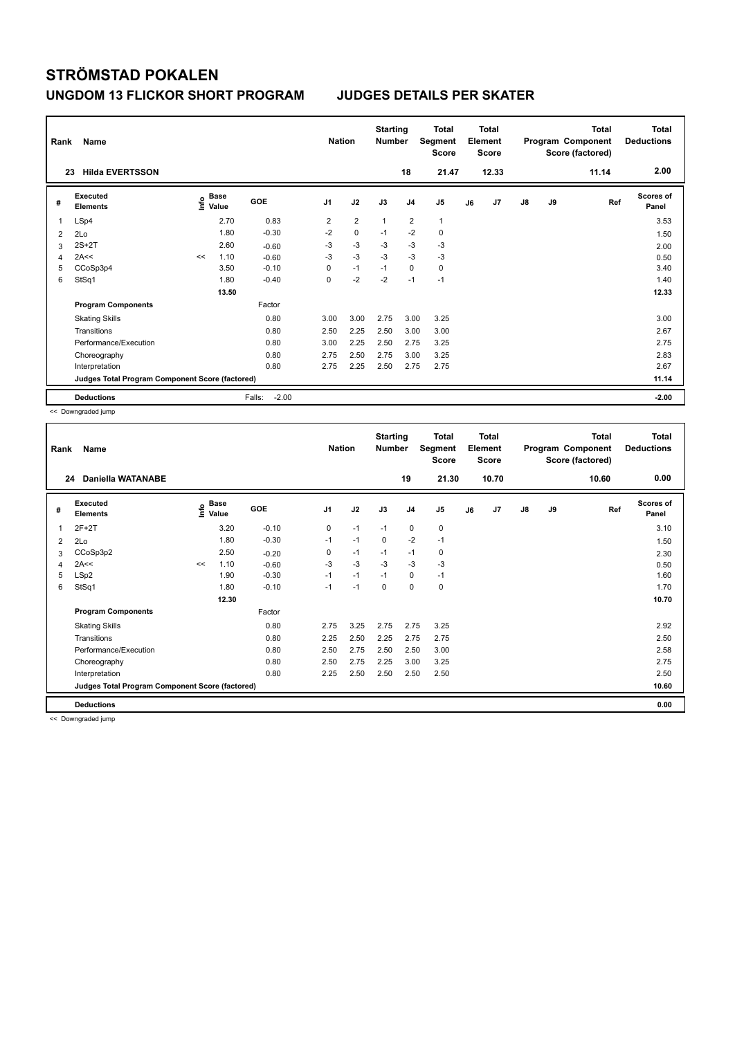# STRÖMSTAD POKALEN

## UNGDOM 13 FLICKOR SHORT PROGRAM    JUDGES DETAILS PER SKATER

| Rank | Name | Nation | Starting Number | Total Segment Score | Total Element Score | Total Program Component Score (factored) | Total Deductions |
|---|---|---|---|---|---|---|---|
| 23 | Hilda EVERTSSON | | 18 | 21.47 | 12.33 | 11.14 | 2.00 |

| # | Executed Elements | Info | Base Value | GOE | J1 | J2 | J3 | J4 | J5 | J6 | J7 | J8 | J9 | Ref | Scores of Panel |
|---|---|---|---|---|---|---|---|---|---|---|---|---|---|---|---|
| 1 | LSp4 | | 2.70 | 0.83 | 2 | 2 | 1 | 2 | 1 | | | | | | 3.53 |
| 2 | 2Lo | | 1.80 | -0.30 | -2 | 0 | -1 | -2 | 0 | | | | | | 1.50 |
| 3 | 2S+2T | | 2.60 | -0.60 | -3 | -3 | -3 | -3 | -3 | | | | | | 2.00 |
| 4 | 2A<< | << | 1.10 | -0.60 | -3 | -3 | -3 | -3 | -3 | | | | | | 0.50 |
| 5 | CCoSp3p4 | | 3.50 | -0.10 | 0 | -1 | -1 | 0 | 0 | | | | | | 3.40 |
| 6 | StSq1 | | 1.80 | -0.40 | 0 | -2 | -2 | -1 | -1 | | | | | | 1.40 |
| | | | 13.50 | | | | | | | | | | | | 12.33 |
| | **Program Components** | | | Factor | | | | | | | | | | | |
| | Skating Skills | | | 0.80 | 3.00 | 3.00 | 2.75 | 3.00 | 3.25 | | | | | | 3.00 |
| | Transitions | | | 0.80 | 2.50 | 2.25 | 2.50 | 3.00 | 3.00 | | | | | | 2.67 |
| | Performance/Execution | | | 0.80 | 3.00 | 2.25 | 2.50 | 2.75 | 3.25 | | | | | | 2.75 |
| | Choreography | | | 0.80 | 2.75 | 2.50 | 2.75 | 3.00 | 3.25 | | | | | | 2.83 |
| | Interpretation | | | 0.80 | 2.75 | 2.25 | 2.50 | 2.75 | 2.75 | | | | | | 2.67 |
| | **Judges Total Program Component Score (factored)** | | | | | | | | | | | | | | 11.14 |
| | **Deductions** | | | Falls: -2.00 | | | | | | | | | | | -2.00 |

<< Downgraded jump

| Rank | Name | Nation | Starting Number | Total Segment Score | Total Element Score | Total Program Component Score (factored) | Total Deductions |
|---|---|---|---|---|---|---|---|
| 24 | Daniella WATANABE | | 19 | 21.30 | 10.70 | 10.60 | 0.00 |

| # | Executed Elements | Info | Base Value | GOE | J1 | J2 | J3 | J4 | J5 | J6 | J7 | J8 | J9 | Ref | Scores of Panel |
|---|---|---|---|---|---|---|---|---|---|---|---|---|---|---|---|
| 1 | 2F+2T | | 3.20 | -0.10 | 0 | -1 | -1 | 0 | 0 | | | | | | 3.10 |
| 2 | 2Lo | | 1.80 | -0.30 | -1 | -1 | 0 | -2 | -1 | | | | | | 1.50 |
| 3 | CCoSp3p2 | | 2.50 | -0.20 | 0 | -1 | -1 | -1 | 0 | | | | | | 2.30 |
| 4 | 2A<< | << | 1.10 | -0.60 | -3 | -3 | -3 | -3 | -3 | | | | | | 0.50 |
| 5 | LSp2 | | 1.90 | -0.30 | -1 | -1 | -1 | 0 | -1 | | | | | | 1.60 |
| 6 | StSq1 | | 1.80 | -0.10 | -1 | -1 | 0 | 0 | 0 | | | | | | 1.70 |
| | | | 12.30 | | | | | | | | | | | | 10.70 |
| | **Program Components** | | | Factor | | | | | | | | | | | |
| | Skating Skills | | | 0.80 | 2.75 | 3.25 | 2.75 | 2.75 | 3.25 | | | | | | 2.92 |
| | Transitions | | | 0.80 | 2.25 | 2.50 | 2.25 | 2.75 | 2.75 | | | | | | 2.50 |
| | Performance/Execution | | | 0.80 | 2.50 | 2.75 | 2.50 | 2.50 | 3.00 | | | | | | 2.58 |
| | Choreography | | | 0.80 | 2.50 | 2.75 | 2.25 | 3.00 | 3.25 | | | | | | 2.75 |
| | Interpretation | | | 0.80 | 2.25 | 2.50 | 2.50 | 2.50 | 2.50 | | | | | | 2.50 |
| | **Judges Total Program Component Score (factored)** | | | | | | | | | | | | | | 10.60 |
| | **Deductions** | | | | | | | | | | | | | | 0.00 |

<< Downgraded jump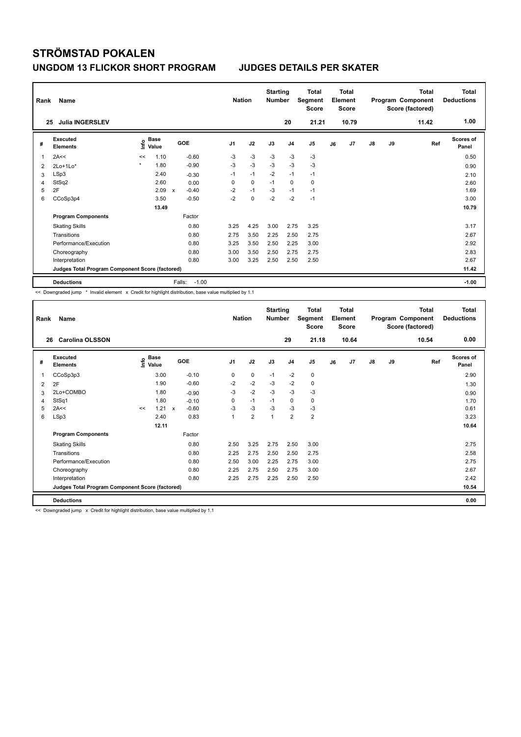# STRÖMSTAD POKALEN

## UNGDOM 13 FLICKOR SHORT PROGRAM JUDGES DETAILS PER SKATER

| Rank | Name | Nation | Starting Number | Total Segment Score | Total Element Score | Total Program Component Score (factored) | Total Deductions |
|---|---|---|---|---|---|---|---|
| 25 | Julia INGERSLEV | | 20 | 21.21 | 10.79 | 11.42 | 1.00 |

| # | Executed Elements | Info | Base Value | | GOE | J1 | J2 | J3 | J4 | J5 | J6 | J7 | J8 | J9 | Ref | Scores of Panel |
|---|---|---|---|---|---|---|---|---|---|---|---|---|---|---|---|---|
| 1 | 2A<< | << | 1.10 | | -0.60 | -3 | -3 | -3 | -3 | -3 | | | | | | 0.50 |
| 2 | 2Lo+1Lo* | * | 1.80 | | -0.90 | -3 | -3 | -3 | -3 | -3 | | | | | | 0.90 |
| 3 | LSp3 | | 2.40 | | -0.30 | -1 | -1 | -2 | -1 | -1 | | | | | | 2.10 |
| 4 | StSq2 | | 2.60 | | 0.00 | 0 | 0 | -1 | 0 | 0 | | | | | | 2.60 |
| 5 | 2F | | 2.09 | x | -0.40 | -2 | -1 | -3 | -1 | -1 | | | | | | 1.69 |
| 6 | CCoSp3p4 | | 3.50 | | -0.50 | -2 | 0 | -2 | -2 | -1 | | | | | | 3.00 |
| | | | 13.49 | | | | | | | | | | | | | 10.79 |
| | **Program Components** | | | | Factor | | | | | | | | | | | |
| | Skating Skills | | | | 0.80 | 3.25 | 4.25 | 3.00 | 2.75 | 3.25 | | | | | | 3.17 |
| | Transitions | | | | 0.80 | 2.75 | 3.50 | 2.25 | 2.50 | 2.75 | | | | | | 2.67 |
| | Performance/Execution | | | | 0.80 | 3.25 | 3.50 | 2.50 | 2.25 | 3.00 | | | | | | 2.92 |
| | Choreography | | | | 0.80 | 3.00 | 3.50 | 2.50 | 2.75 | 2.75 | | | | | | 2.83 |
| | Interpretation | | | | 0.80 | 3.00 | 3.25 | 2.50 | 2.50 | 2.50 | | | | | | 2.67 |
| | **Judges Total Program Component Score (factored)** | | | | | | | | | | | | | | | 11.42 |
| | **Deductions** | | | | Falls: -1.00 | | | | | | | | | | | -1.00 |

<< Downgraded jump * Invalid element x Credit for highlight distribution, base value multiplied by 1.1

| Rank | Name | Nation | Starting Number | Total Segment Score | Total Element Score | Total Program Component Score (factored) | Total Deductions |
|---|---|---|---|---|---|---|---|
| 26 | Carolina OLSSON | | 29 | 21.18 | 10.64 | 10.54 | 0.00 |

| # | Executed Elements | Info | Base Value | | GOE | J1 | J2 | J3 | J4 | J5 | J6 | J7 | J8 | J9 | Ref | Scores of Panel |
|---|---|---|---|---|---|---|---|---|---|---|---|---|---|---|---|---|
| 1 | CCoSp3p3 | | 3.00 | | -0.10 | 0 | 0 | -1 | -2 | 0 | | | | | | 2.90 |
| 2 | 2F | | 1.90 | | -0.60 | -2 | -2 | -3 | -2 | 0 | | | | | | 1.30 |
| 3 | 2Lo+COMBO | | 1.80 | | -0.90 | -3 | -2 | -3 | -3 | -3 | | | | | | 0.90 |
| 4 | StSq1 | | 1.80 | | -0.10 | 0 | -1 | -1 | 0 | 0 | | | | | | 1.70 |
| 5 | 2A<< | << | 1.21 | x | -0.60 | -3 | -3 | -3 | -3 | -3 | | | | | | 0.61 |
| 6 | LSp3 | | 2.40 | | 0.83 | 1 | 2 | 1 | 2 | 2 | | | | | | 3.23 |
| | | | 12.11 | | | | | | | | | | | | | 10.64 |
| | **Program Components** | | | | Factor | | | | | | | | | | | |
| | Skating Skills | | | | 0.80 | 2.50 | 3.25 | 2.75 | 2.50 | 3.00 | | | | | | 2.75 |
| | Transitions | | | | 0.80 | 2.25 | 2.75 | 2.50 | 2.50 | 2.75 | | | | | | 2.58 |
| | Performance/Execution | | | | 0.80 | 2.50 | 3.00 | 2.25 | 2.75 | 3.00 | | | | | | 2.75 |
| | Choreography | | | | 0.80 | 2.25 | 2.75 | 2.50 | 2.75 | 3.00 | | | | | | 2.67 |
| | Interpretation | | | | 0.80 | 2.25 | 2.75 | 2.25 | 2.50 | 2.50 | | | | | | 2.42 |
| | **Judges Total Program Component Score (factored)** | | | | | | | | | | | | | | | 10.54 |
| | **Deductions** | | | | | | | | | | | | | | | 0.00 |

<< Downgraded jump x Credit for highlight distribution, base value multiplied by 1.1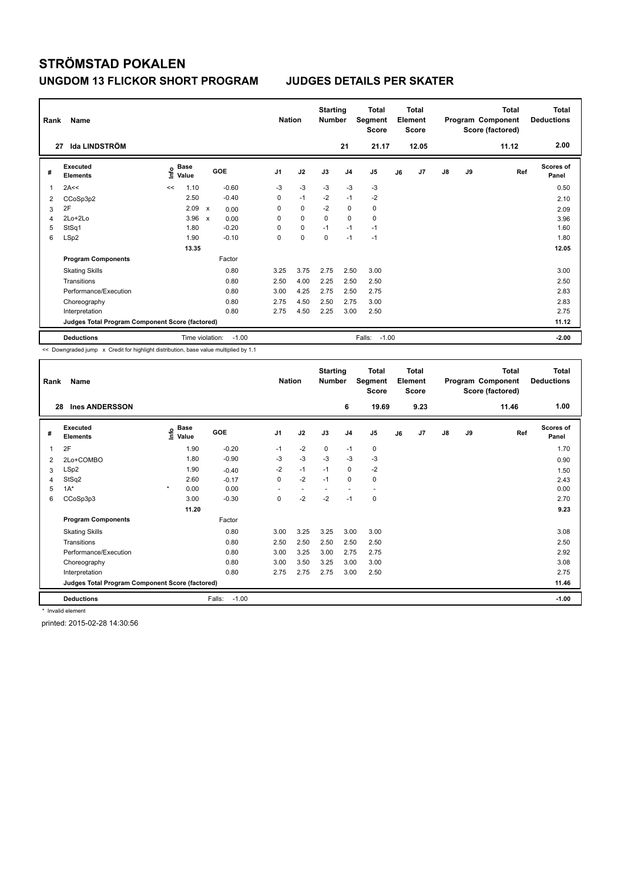# STRÖMSTAD POKALEN

## UNGDOM 13 FLICKOR SHORT PROGRAM JUDGES DETAILS PER SKATER

| Rank | Name | Nation | Starting Number | Total Segment Score | Total Element Score | Total Program Component Score (factored) | Total Deductions |
|---|---|---|---|---|---|---|---|
| 27 | Ida LINDSTRÖM | | 21 | 21.17 | 12.05 | 11.12 | 2.00 |

| # | Executed Elements | Info | Base Value | | GOE | J1 | J2 | J3 | J4 | J5 | J6 | J7 | J8 | J9 | Ref | Scores of Panel |
|---|---|---|---|---|---|---|---|---|---|---|---|---|---|---|---|---|
| 1 | 2A<< | << | 1.10 | | -0.60 | -3 | -3 | -3 | -3 | -3 | | | | | | 0.50 |
| 2 | CCoSp3p2 | | 2.50 | | -0.40 | 0 | -1 | -2 | -1 | -2 | | | | | | 2.10 |
| 3 | 2F | | 2.09 | x | 0.00 | 0 | 0 | -2 | 0 | 0 | | | | | | 2.09 |
| 4 | 2Lo+2Lo | | 3.96 | x | 0.00 | 0 | 0 | 0 | 0 | 0 | | | | | | 3.96 |
| 5 | StSq1 | | 1.80 | | -0.20 | 0 | 0 | -1 | -1 | -1 | | | | | | 1.60 |
| 6 | LSp2 | | 1.90 | | -0.10 | 0 | 0 | 0 | -1 | -1 | | | | | | 1.80 |
| | | | 13.35 | | | | | | | | | | | | | 12.05 |
| | **Program Components** | | | | Factor | | | | | | | | | | | |
| | Skating Skills | | | | 0.80 | 3.25 | 3.75 | 2.75 | 2.50 | 3.00 | | | | | | 3.00 |
| | Transitions | | | | 0.80 | 2.50 | 4.00 | 2.25 | 2.50 | 2.50 | | | | | | 2.50 |
| | Performance/Execution | | | | 0.80 | 3.00 | 4.25 | 2.75 | 2.50 | 2.75 | | | | | | 2.83 |
| | Choreography | | | | 0.80 | 2.75 | 4.50 | 2.50 | 2.75 | 3.00 | | | | | | 2.83 |
| | Interpretation | | | | 0.80 | 2.75 | 4.50 | 2.25 | 3.00 | 2.50 | | | | | | 2.75 |
| | **Judges Total Program Component Score (factored)** | | | | | | | | | | | | | | | 11.12 |
| | **Deductions** | | Time violation: | | -1.00 | | | | | Falls: -1.00 | | | | | | -2.00 |

<< Downgraded jump x Credit for highlight distribution, base value multiplied by 1.1

| Rank | Name | Nation | Starting Number | Total Segment Score | Total Element Score | Total Program Component Score (factored) | Total Deductions |
|---|---|---|---|---|---|---|---|
| 28 | Ines ANDERSSON | | 6 | 19.69 | 9.23 | 11.46 | 1.00 |

| # | Executed Elements | Info | Base Value | GOE | J1 | J2 | J3 | J4 | J5 | J6 | J7 | J8 | J9 | Ref | Scores of Panel |
|---|---|---|---|---|---|---|---|---|---|---|---|---|---|---|---|
| 1 | 2F | | 1.90 | -0.20 | -1 | -2 | 0 | -1 | 0 | | | | | | 1.70 |
| 2 | 2Lo+COMBO | | 1.80 | -0.90 | -3 | -3 | -3 | -3 | -3 | | | | | | 0.90 |
| 3 | LSp2 | | 1.90 | -0.40 | -2 | -1 | -1 | 0 | -2 | | | | | | 1.50 |
| 4 | StSq2 | | 2.60 | -0.17 | 0 | -2 | -1 | 0 | 0 | | | | | | 2.43 |
| 5 | 1A* | * | 0.00 | 0.00 | - | - | - | - | - | | | | | | 0.00 |
| 6 | CCoSp3p3 | | 3.00 | -0.30 | 0 | -2 | -2 | -1 | 0 | | | | | | 2.70 |
| | | | 11.20 | | | | | | | | | | | | 9.23 |
| | **Program Components** | | | Factor | | | | | | | | | | | |
| | Skating Skills | | | 0.80 | 3.00 | 3.25 | 3.25 | 3.00 | 3.00 | | | | | | 3.08 |
| | Transitions | | | 0.80 | 2.50 | 2.50 | 2.50 | 2.50 | 2.50 | | | | | | 2.50 |
| | Performance/Execution | | | 0.80 | 3.00 | 3.25 | 3.00 | 2.75 | 2.75 | | | | | | 2.92 |
| | Choreography | | | 0.80 | 3.00 | 3.50 | 3.25 | 3.00 | 3.00 | | | | | | 3.08 |
| | Interpretation | | | 0.80 | 2.75 | 2.75 | 2.75 | 3.00 | 2.50 | | | | | | 2.75 |
| | **Judges Total Program Component Score (factored)** | | | | | | | | | | | | | | 11.46 |
| | **Deductions** | | Falls: | -1.00 | | | | | | | | | | | -1.00 |

* Invalid element

printed: 2015-02-28 14:30:56